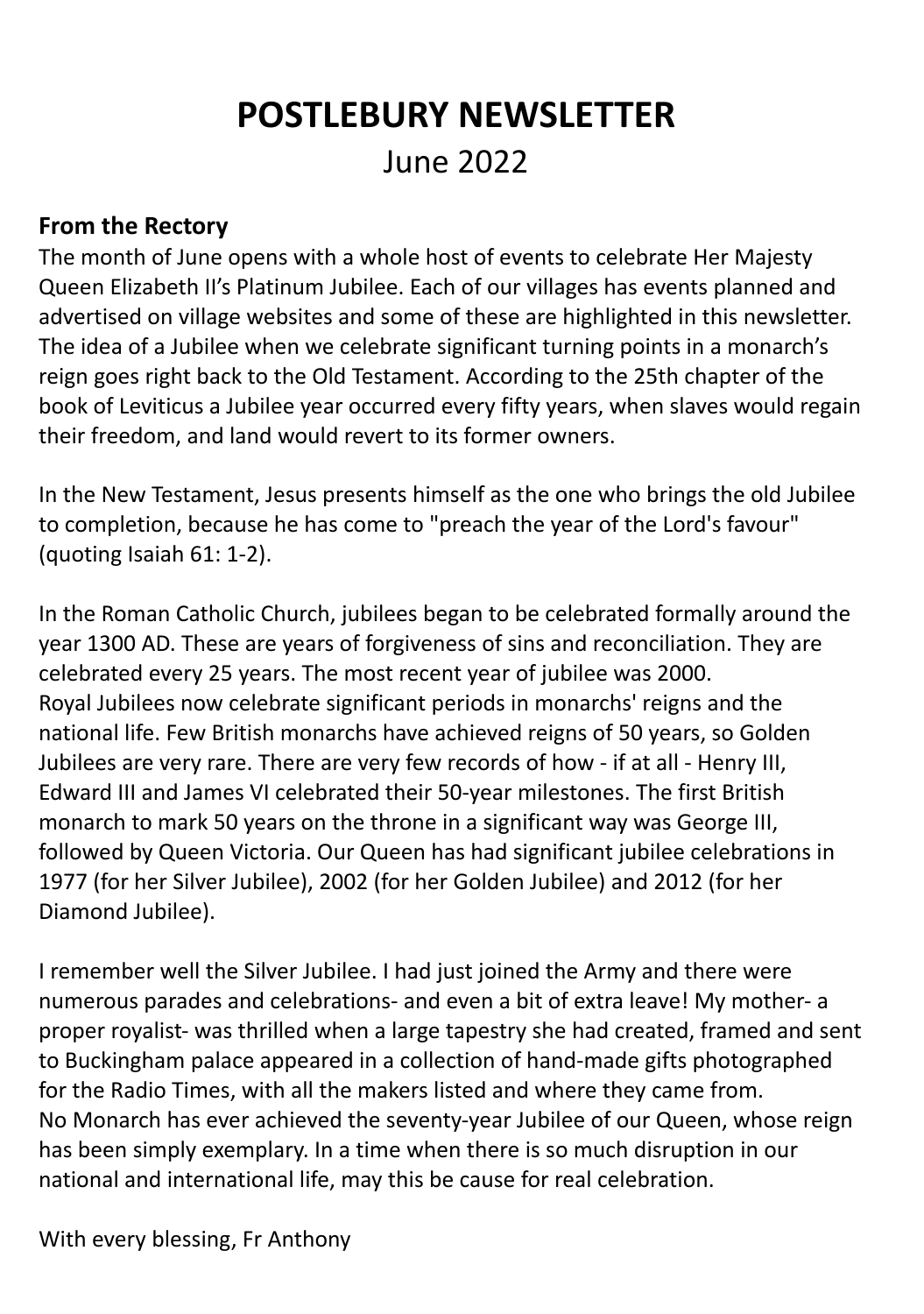# POSTLEBURY NEWSLETTER

June 2022

## From the Rectory

The month of June opens with a whole host of events to celebrate Her Majesty Queen Elizabeth II's Platinum Jubilee. Each of our villages has events planned and advertised on village websites and some of these are highlighted in this newsletter. The idea of a Jubilee when we celebrate significant turning points in a monarch's reign goes right back to the Old Testament. According to the 25th chapter of the book of Leviticus a Jubilee year occurred every fifty years, when slaves would regain their freedom, and land would revert to its former owners.

In the New Testament, Jesus presents himself as the one who brings the old Jubilee to completion, because he has come to "preach the year of the Lord's favour" (quoting Isaiah 61: 1-2).

In the Roman Catholic Church, jubilees began to be celebrated formally around the year 1300 AD. These are years of forgiveness of sins and reconciliation. They are celebrated every 25 years. The most recent year of jubilee was 2000.
Royal Jubilees now celebrate significant periods in monarchs' reigns and the national life. Few British monarchs have achieved reigns of 50 years, so Golden Jubilees are very rare. There are very few records of how - if at all - Henry III, Edward III and James VI celebrated their 50-year milestones. The first British monarch to mark 50 years on the throne in a significant way was George III, followed by Queen Victoria. Our Queen has had significant jubilee celebrations in 1977 (for her Silver Jubilee), 2002 (for her Golden Jubilee) and 2012 (for her Diamond Jubilee).

I remember well the Silver Jubilee. I had just joined the Army and there were numerous parades and celebrations- and even a bit of extra leave! My mother- a proper royalist- was thrilled when a large tapestry she had created, framed and sent to Buckingham palace appeared in a collection of hand-made gifts photographed for the Radio Times, with all the makers listed and where they came from.
No Monarch has ever achieved the seventy-year Jubilee of our Queen, whose reign has been simply exemplary. In a time when there is so much disruption in our national and international life, may this be cause for real celebration.

With every blessing, Fr Anthony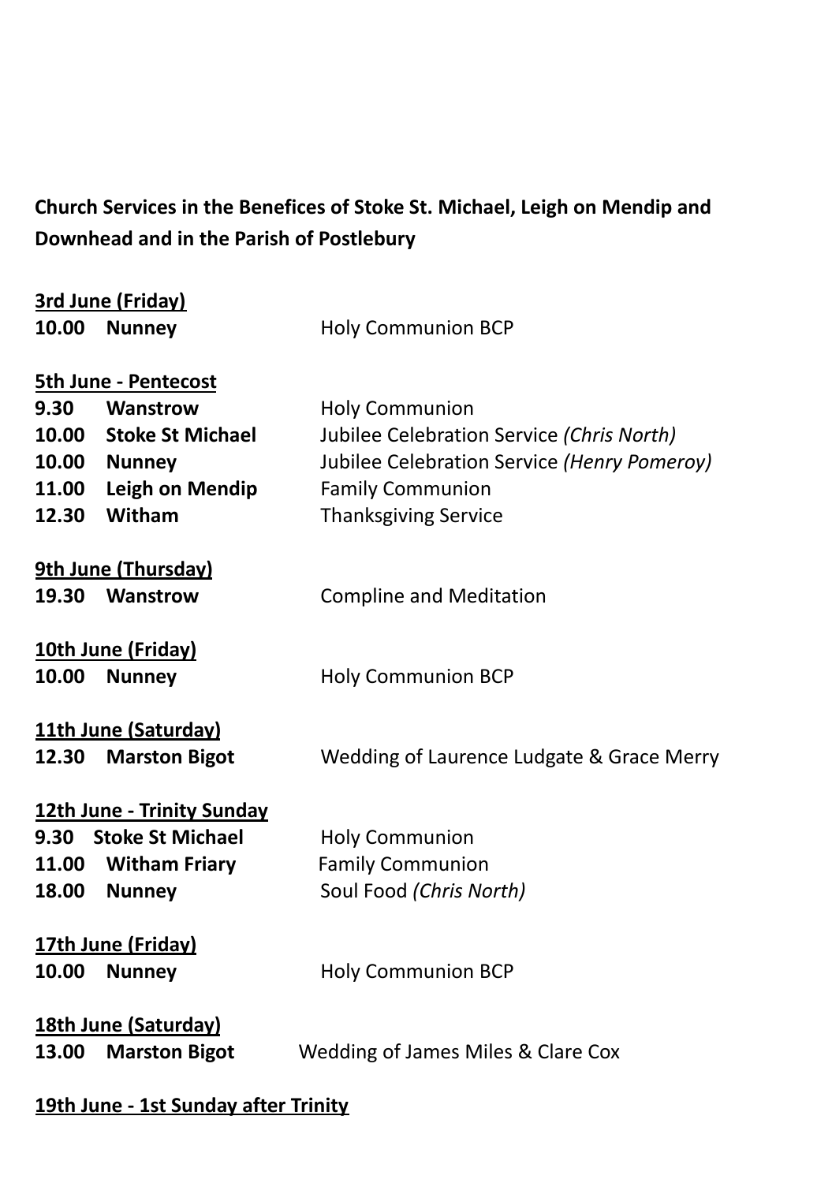**Church Services in the Benefices of Stoke St. Michael, Leigh on Mendip and Downhead and in the Parish of Postlebury**

**3rd June (Friday)**

**10.00 Nunney** Holy Communion BCP

**5th June - Pentecost**

**9.30 Wanstrow** Holy Communion
**10.00 Stoke St Michael** Jubilee Celebration Service *(Chris North)*
**10.00 Nunney** Jubilee Celebration Service *(Henry Pomeroy)*
**11.00 Leigh on Mendip** Family Communion
**12.30 Witham** Thanksgiving Service

**9th June (Thursday)**

**19.30 Wanstrow** Compline and Meditation

**10th June (Friday)**

**10.00 Nunney** Holy Communion BCP

**11th June (Saturday)**

**12.30 Marston Bigot** Wedding of Laurence Ludgate & Grace Merry

**12th June - Trinity Sunday**

**9.30 Stoke St Michael** Holy Communion
**11.00 Witham Friary** Family Communion
**18.00 Nunney** Soul Food *(Chris North)*

**17th June (Friday)**

**10.00 Nunney** Holy Communion BCP

**18th June (Saturday)**

**13.00 Marston Bigot** Wedding of James Miles & Clare Cox

**19th June - 1st Sunday after Trinity**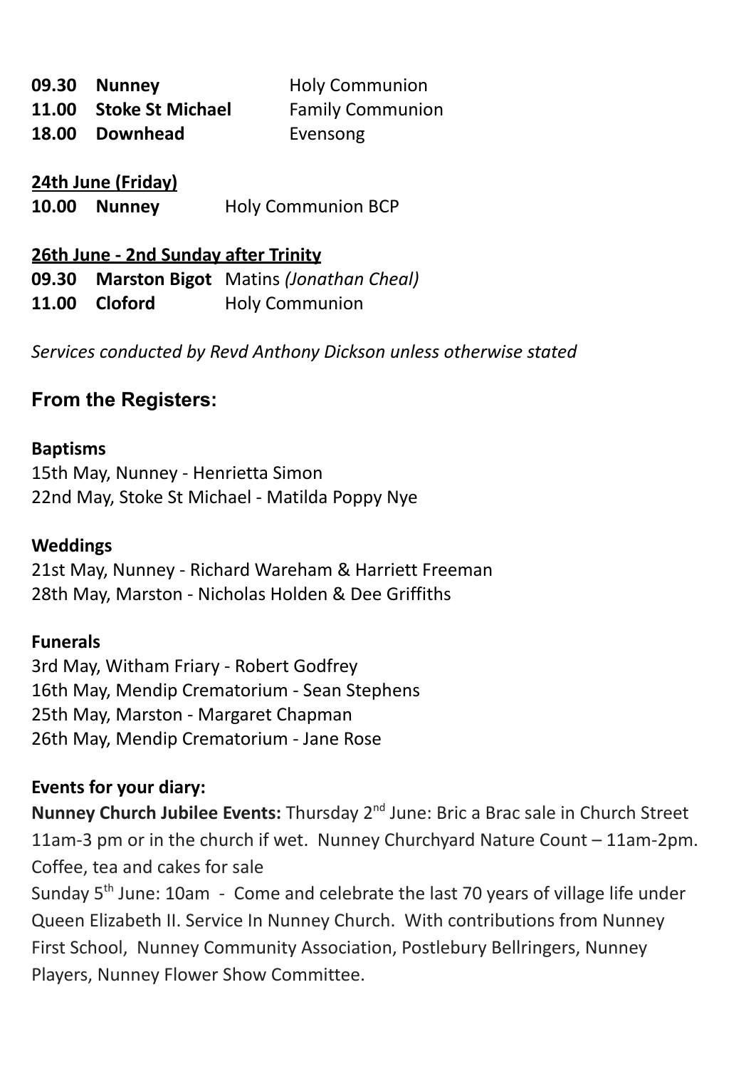**09.30 Nunney** Holy Communion
**11.00 Stoke St Michael** Family Communion
**18.00 Downhead** Evensong

**<u>24th June (Friday)</u>**
**10.00 Nunney** Holy Communion BCP

**<u>26th June - 2nd Sunday after Trinity</u>**
**09.30 Marston Bigot** Matins *(Jonathan Cheal)*
**11.00 Cloford** Holy Communion

*Services conducted by Revd Anthony Dickson unless otherwise stated*

## From the Registers:

**Baptisms**
15th May, Nunney - Henrietta Simon
22nd May, Stoke St Michael - Matilda Poppy Nye

**Weddings**
21st May, Nunney - Richard Wareham & Harriett Freeman
28th May, Marston - Nicholas Holden & Dee Griffiths

**Funerals**
3rd May, Witham Friary - Robert Godfrey
16th May, Mendip Crematorium - Sean Stephens
25th May, Marston - Margaret Chapman
26th May, Mendip Crematorium - Jane Rose

**Events for your diary:**

**Nunney Church Jubilee Events:** Thursday 2nd June: Bric a Brac sale in Church Street 11am-3 pm or in the church if wet. Nunney Churchyard Nature Count – 11am-2pm. Coffee, tea and cakes for sale

Sunday 5th June: 10am - Come and celebrate the last 70 years of village life under Queen Elizabeth II. Service In Nunney Church. With contributions from Nunney First School, Nunney Community Association, Postlebury Bellringers, Nunney Players, Nunney Flower Show Committee.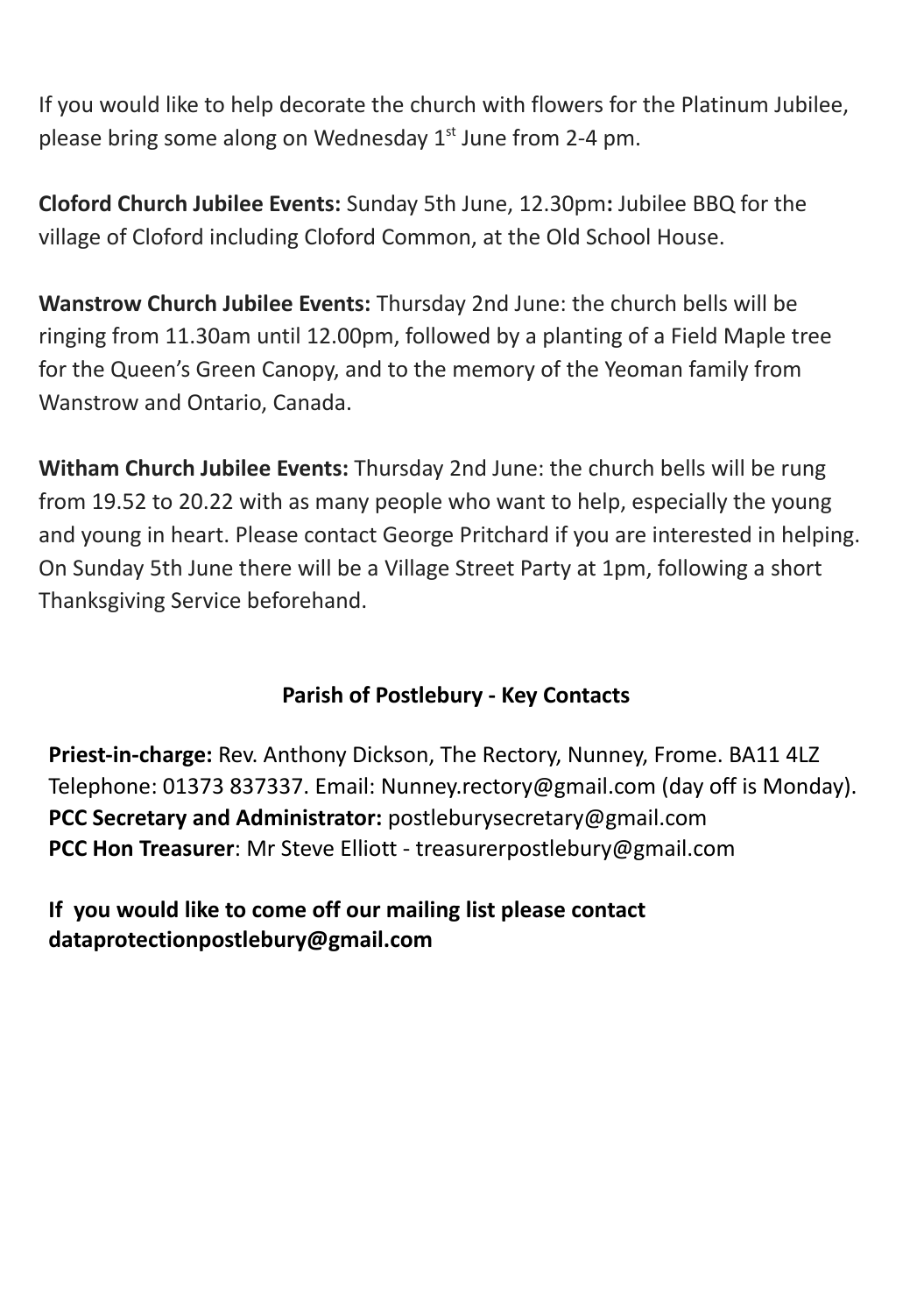If you would like to help decorate the church with flowers for the Platinum Jubilee, please bring some along on Wednesday 1st June from 2-4 pm.

**Cloford Church Jubilee Events:** Sunday 5th June, 12.30pm**:** Jubilee BBQ for the village of Cloford including Cloford Common, at the Old School House.

**Wanstrow Church Jubilee Events:** Thursday 2nd June: the church bells will be ringing from 11.30am until 12.00pm, followed by a planting of a Field Maple tree for the Queen's Green Canopy, and to the memory of the Yeoman family from Wanstrow and Ontario, Canada.

**Witham Church Jubilee Events:** Thursday 2nd June: the church bells will be rung from 19.52 to 20.22 with as many people who want to help, especially the young and young in heart. Please contact George Pritchard if you are interested in helping. On Sunday 5th June there will be a Village Street Party at 1pm, following a short Thanksgiving Service beforehand.

## Parish of Postlebury - Key Contacts

**Priest-in-charge:** Rev. Anthony Dickson, The Rectory, Nunney, Frome. BA11 4LZ Telephone: 01373 837337. Email: Nunney.rectory@gmail.com (day off is Monday).
**PCC Secretary and Administrator:** postleburysecretary@gmail.com
**PCC Hon Treasurer**: Mr Steve Elliott - treasurerpostlebury@gmail.com

**If you would like to come off our mailing list please contact dataprotectionpostlebury@gmail.com**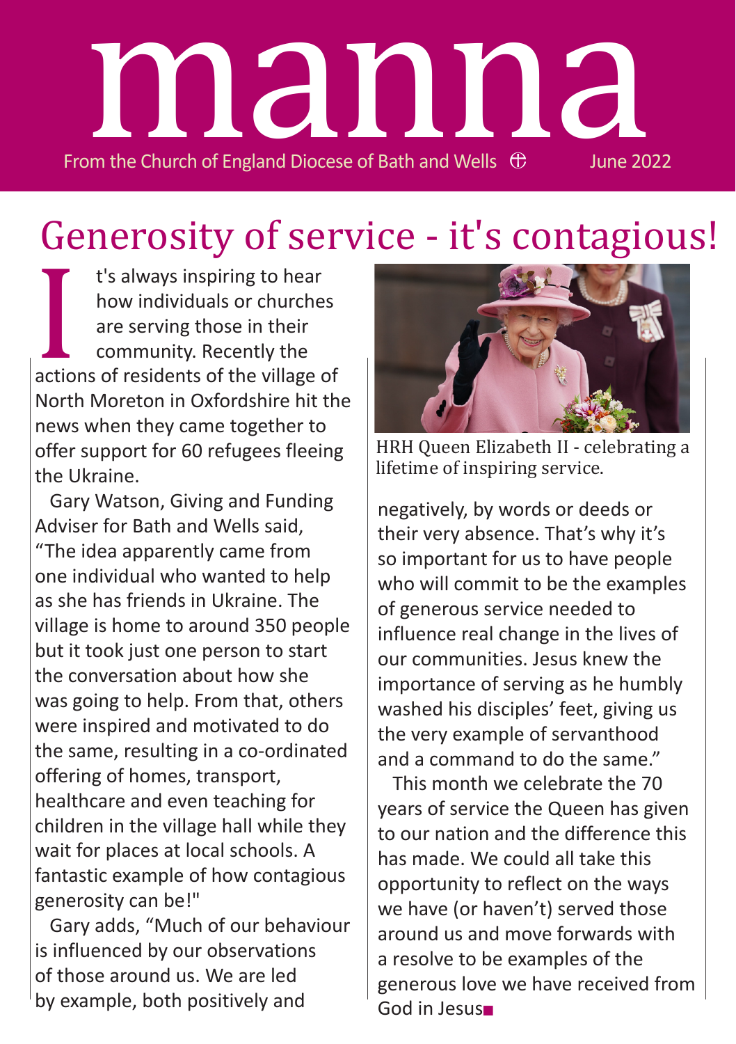# manna

From the Church of England Diocese of Bath and Wells ⊕ June 2022

## Generosity of service - it's contagious!

It's always inspiring to hear how individuals or churches are serving those in their community. Recently the actions of residents of the village of North Moreton in Oxfordshire hit the news when they came together to offer support for 60 refugees fleeing the Ukraine.

Gary Watson, Giving and Funding Adviser for Bath and Wells said, "The idea apparently came from one individual who wanted to help as she has friends in Ukraine. The village is home to around 350 people but it took just one person to start the conversation about how she was going to help. From that, others were inspired and motivated to do the same, resulting in a co-ordinated offering of homes, transport, healthcare and even teaching for children in the village hall while they wait for places at local schools. A fantastic example of how contagious generosity can be!"

Gary adds, "Much of our behaviour is influenced by our observations of those around us. We are led by example, both positively and negatively, by words or deeds or their very absence. That's why it's so important for us to have people who will commit to be the examples of generous service needed to influence real change in the lives of our communities. Jesus knew the importance of serving as he humbly washed his disciples' feet, giving us the very example of servanthood and a command to do the same."

HRH Queen Elizabeth II - celebrating a lifetime of inspiring service.

This month we celebrate the 70 years of service the Queen has given to our nation and the difference this has made. We could all take this opportunity to reflect on the ways we have (or haven't) served those around us and move forwards with a resolve to be examples of the generous love we have received from God in Jesus■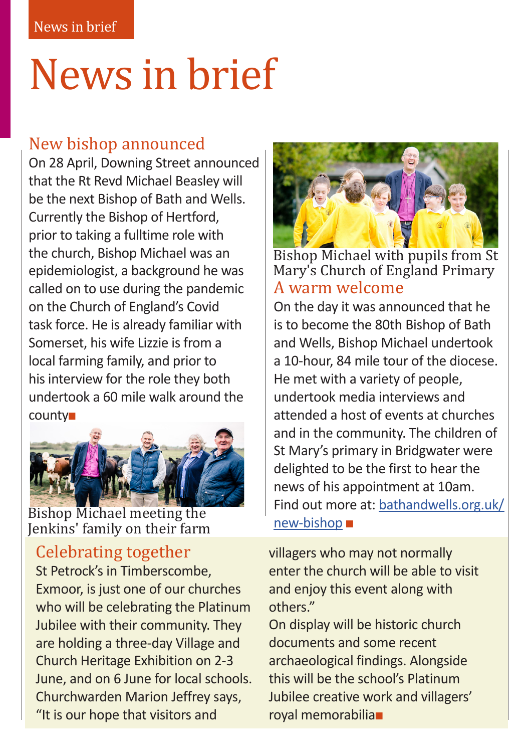# News in brief

## New bishop announced

On 28 April, Downing Street announced that the Rt Revd Michael Beasley will be the next Bishop of Bath and Wells. Currently the Bishop of Hertford, prior to taking a fulltime role with the church, Bishop Michael was an epidemiologist, a background he was called on to use during the pandemic on the Church of England's Covid task force. He is already familiar with Somerset, his wife Lizzie is from a local farming family, and prior to his interview for the role they both undertook a 60 mile walk around the county■

Bishop Michael meeting the Jenkins' family on their farm

Bishop Michael with pupils from St Mary's Church of England Primary

## A warm welcome

On the day it was announced that he is to become the 80th Bishop of Bath and Wells, Bishop Michael undertook a 10-hour, 84 mile tour of the diocese. He met with a variety of people, undertook media interviews and attended a host of events at churches and in the community. The children of St Mary's primary in Bridgwater were delighted to be the first to hear the news of his appointment at 10am. Find out more at: bathandwells.org.uk/new-bishop ■

## Celebrating together

St Petrock's in Timberscombe, Exmoor, is just one of our churches who will be celebrating the Platinum Jubilee with their community. They are holding a three-day Village and Church Heritage Exhibition on 2-3 June, and on 6 June for local schools. Churchwarden Marion Jeffrey says, "It is our hope that visitors and villagers who may not normally enter the church will be able to visit and enjoy this event along with others."

On display will be historic church documents and some recent archaeological findings. Alongside this will be the school's Platinum Jubilee creative work and villagers' royal memorabilia■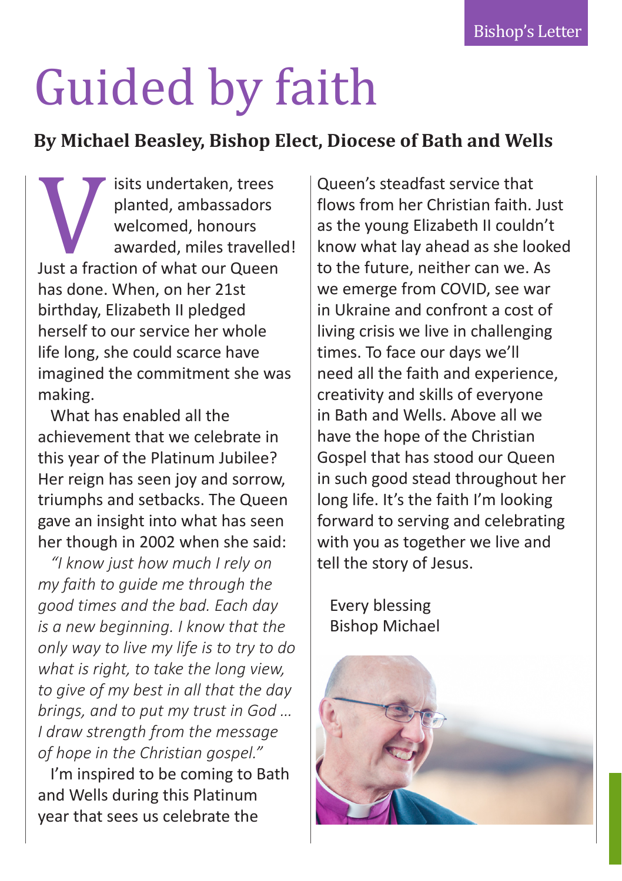# Guided by faith

**By Michael Beasley, Bishop Elect, Diocese of Bath and Wells**

Visits undertaken, trees planted, ambassadors welcomed, honours awarded, miles travelled! Just a fraction of what our Queen has done. When, on her 21st birthday, Elizabeth II pledged herself to our service her whole life long, she could scarce have imagined the commitment she was making.

What has enabled all the achievement that we celebrate in this year of the Platinum Jubilee? Her reign has seen joy and sorrow, triumphs and setbacks. The Queen gave an insight into what has seen her though in 2002 when she said:

*"I know just how much I rely on my faith to guide me through the good times and the bad. Each day is a new beginning. I know that the only way to live my life is to try to do what is right, to take the long view, to give of my best in all that the day brings, and to put my trust in God … I draw strength from the message of hope in the Christian gospel."*

I'm inspired to be coming to Bath and Wells during this Platinum year that sees us celebrate the Queen's steadfast service that flows from her Christian faith. Just as the young Elizabeth II couldn't know what lay ahead as she looked to the future, neither can we. As we emerge from COVID, see war in Ukraine and confront a cost of living crisis we live in challenging times. To face our days we'll need all the faith and experience, creativity and skills of everyone in Bath and Wells. Above all we have the hope of the Christian Gospel that has stood our Queen in such good stead throughout her long life. It's the faith I'm looking forward to serving and celebrating with you as together we live and tell the story of Jesus.

Every blessing
Bishop Michael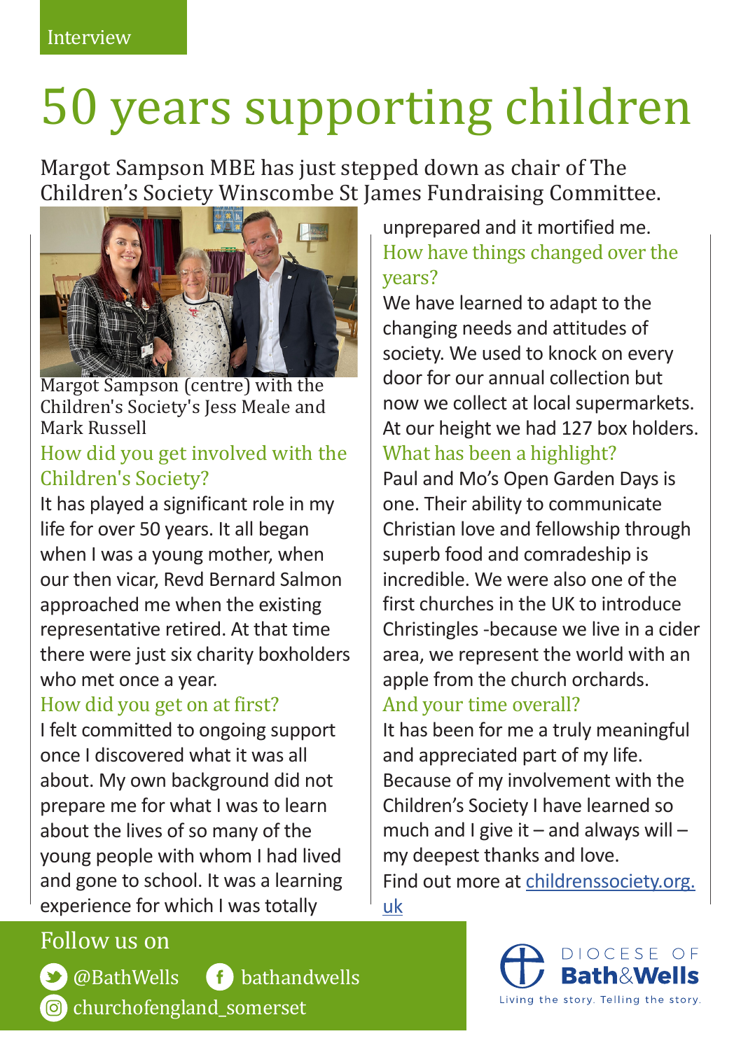Interview

# 50 years supporting children

Margot Sampson MBE has just stepped down as chair of The Children's Society Winscombe St James Fundraising Committee.

Margot Sampson (centre) with the Children's Society's Jess Meale and Mark Russell

## How did you get involved with the Children's Society?

It has played a significant role in my life for over 50 years. It all began when I was a young mother, when our then vicar, Revd Bernard Salmon approached me when the existing representative retired. At that time there were just six charity boxholders who met once a year.

## How did you get on at first?

I felt committed to ongoing support once I discovered what it was all about. My own background did not prepare me for what I was to learn about the lives of so many of the young people with whom I had lived and gone to school. It was a learning experience for which I was totally unprepared and it mortified me.

## How have things changed over the years?

We have learned to adapt to the changing needs and attitudes of society. We used to knock on every door for our annual collection but now we collect at local supermarkets. At our height we had 127 box holders.

## What has been a highlight?

Paul and Mo's Open Garden Days is one. Their ability to communicate Christian love and fellowship through superb food and comradeship is incredible. We were also one of the first churches in the UK to introduce Christingles -because we live in a cider area, we represent the world with an apple from the church orchards.

## And your time overall?

It has been for me a truly meaningful and appreciated part of my life. Because of my involvement with the Children's Society I have learned so much and I give it – and always will – my deepest thanks and love.

Find out more at childrenssociety.org.uk

Follow us on

@BathWells bathandwells

churchofengland_somerset

DIOCESE OF Bath&Wells

Living the story. Telling the story.